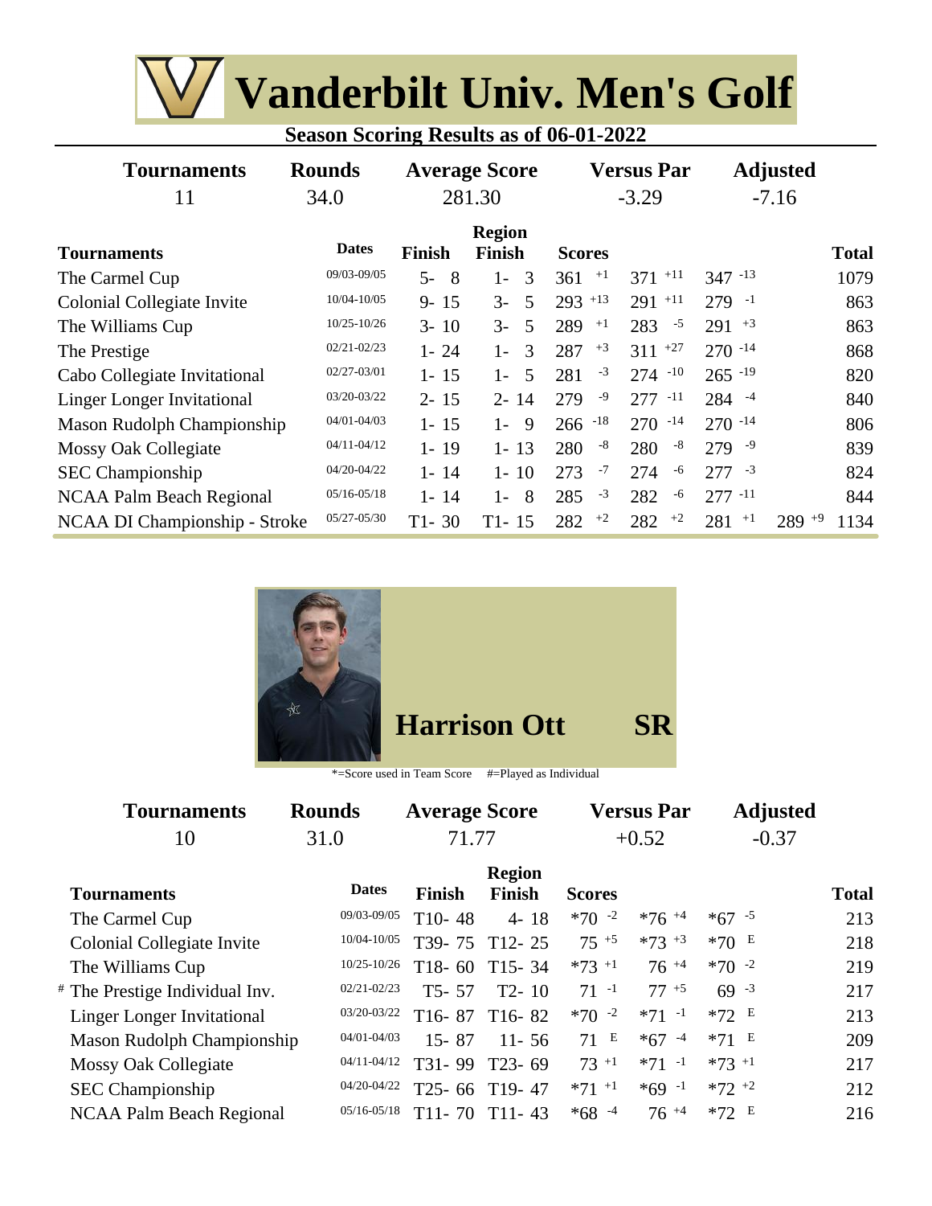# Vanderbilt Univ. Men's Golf

**Season Scoring Results as of 06-01-2022**

| Tournaments | Rounds | Average Score | Versus Par | Adjusted |
|---|---|---|---|---|
| 11 | 34.0 | 281.30 | -3.29 | -7.16 |

| Tournaments | Dates | Finish | Region Finish | Scores | | | | Total |
|---|---|---|---|---|---|---|---|---|
| The Carmel Cup | 09/03-09/05 | 5- 8 | 1- 3 | 361 +1 | 371 +11 | 347 -13 | | 1079 |
| Colonial Collegiate Invite | 10/04-10/05 | 9- 15 | 3- 5 | 293 +13 | 291 +11 | 279 -1 | | 863 |
| The Williams Cup | 10/25-10/26 | 3- 10 | 3- 5 | 289 +1 | 283 -5 | 291 +3 | | 863 |
| The Prestige | 02/21-02/23 | 1- 24 | 1- 3 | 287 +3 | 311 +27 | 270 -14 | | 868 |
| Cabo Collegiate Invitational | 02/27-03/01 | 1- 15 | 1- 5 | 281 -3 | 274 -10 | 265 -19 | | 820 |
| Linger Longer Invitational | 03/20-03/22 | 2- 15 | 2- 14 | 279 -9 | 277 -11 | 284 -4 | | 840 |
| Mason Rudolph Championship | 04/01-04/03 | 1- 15 | 1- 9 | 266 -18 | 270 -14 | 270 -14 | | 806 |
| Mossy Oak Collegiate | 04/11-04/12 | 1- 19 | 1- 13 | 280 -8 | 280 -8 | 279 -9 | | 839 |
| SEC Championship | 04/20-04/22 | 1- 14 | 1- 10 | 273 -7 | 274 -6 | 277 -3 | | 824 |
| NCAA Palm Beach Regional | 05/16-05/18 | 1- 14 | 1- 8 | 285 -3 | 282 -6 | 277 -11 | | 844 |
| NCAA DI Championship - Stroke | 05/27-05/30 | T1- 30 | T1- 15 | 282 +2 | 282 +2 | 281 +1 | 289 +9 | 1134 |

## Harrison Ott — SR

*=Score used in Team Score #=Played as Individual

| Tournaments | Rounds | Average Score | Versus Par | Adjusted |
|---|---|---|---|---|
| 10 | 31.0 | 71.77 | +0.52 | -0.37 |

| Tournaments | Dates | Finish | Region Finish | Scores | | | Total |
|---|---|---|---|---|---|---|---|
| The Carmel Cup | 09/03-09/05 | T10- 48 | 4- 18 | *70 -2 | *76 +4 | *67 -5 | 213 |
| Colonial Collegiate Invite | 10/04-10/05 | T39- 75 | T12- 25 | 75 +5 | *73 +3 | *70 E | 218 |
| The Williams Cup | 10/25-10/26 | T18- 60 | T15- 34 | *73 +1 | 76 +4 | *70 -2 | 219 |
| # The Prestige Individual Inv. | 02/21-02/23 | T5- 57 | T2- 10 | 71 -1 | 77 +5 | 69 -3 | 217 |
| Linger Longer Invitational | 03/20-03/22 | T16- 87 | T16- 82 | *70 -2 | *71 -1 | *72 E | 213 |
| Mason Rudolph Championship | 04/01-04/03 | 15- 87 | 11- 56 | 71 E | *67 -4 | *71 E | 209 |
| Mossy Oak Collegiate | 04/11-04/12 | T31- 99 | T23- 69 | 73 +1 | *71 -1 | *73 +1 | 217 |
| SEC Championship | 04/20-04/22 | T25- 66 | T19- 47 | *71 +1 | *69 -1 | *72 +2 | 212 |
| NCAA Palm Beach Regional | 05/16-05/18 | T11- 70 | T11- 43 | *68 -4 | 76 +4 | *72 E | 216 |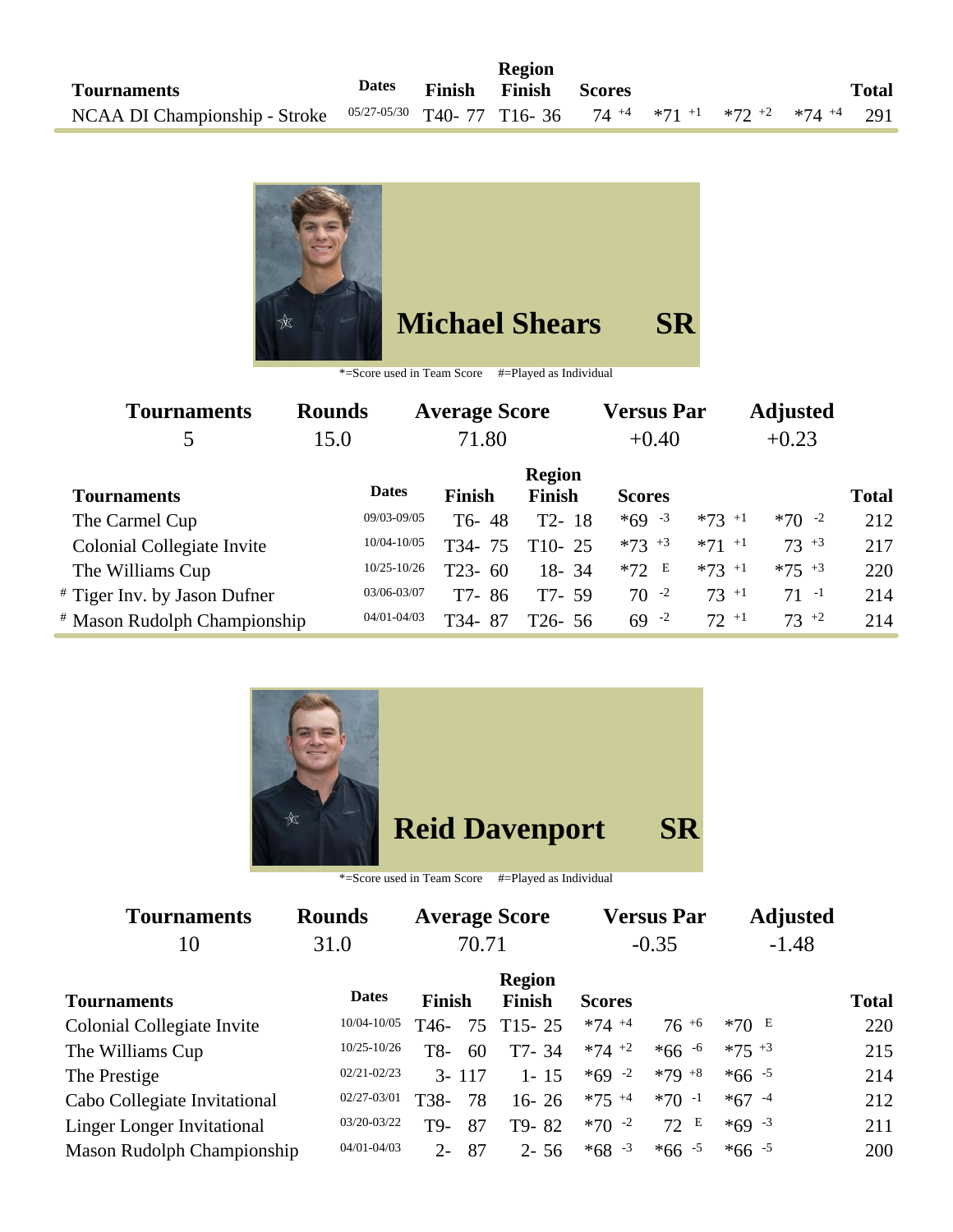| Tournaments | Dates | Finish | Region Finish | Scores | | | | Total |
|---|---|---|---|---|---|---|---|---|
| NCAA DI Championship - Stroke | 05/27-05/30 | T40- 77 | T16- 36 | 74 +4 | *71 +1 | *72 +2 | *74 +4 | 291 |

## Michael Shears SR

*=Score used in Team Score #=Played as Individual

| Tournaments | Rounds | Average Score | Versus Par | Adjusted |
|---|---|---|---|---|
| 5 | 15.0 | 71.80 | +0.40 | +0.23 |

| Tournaments | Dates | Finish | Region Finish | Scores | | | Total |
|---|---|---|---|---|---|---|---|
| The Carmel Cup | 09/03-09/05 | T6- 48 | T2- 18 | *69 -3 | *73 +1 | *70 -2 | 212 |
| Colonial Collegiate Invite | 10/04-10/05 | T34- 75 | T10- 25 | *73 +3 | *71 +1 | 73 +3 | 217 |
| The Williams Cup | 10/25-10/26 | T23- 60 | 18- 34 | *72 E | *73 +1 | *75 +3 | 220 |
| # Tiger Inv. by Jason Dufner | 03/06-03/07 | T7- 86 | T7- 59 | 70 -2 | 73 +1 | 71 -1 | 214 |
| # Mason Rudolph Championship | 04/01-04/03 | T34- 87 | T26- 56 | 69 -2 | 72 +1 | 73 +2 | 214 |

## Reid Davenport SR

*=Score used in Team Score #=Played as Individual

| Tournaments | Rounds | Average Score | Versus Par | Adjusted |
|---|---|---|---|---|
| 10 | 31.0 | 70.71 | -0.35 | -1.48 |

| Tournaments | Dates | Finish | Region Finish | Scores | | | Total |
|---|---|---|---|---|---|---|---|
| Colonial Collegiate Invite | 10/04-10/05 | T46- 75 | T15- 25 | *74 +4 | 76 +6 | *70 E | 220 |
| The Williams Cup | 10/25-10/26 | T8- 60 | T7- 34 | *74 +2 | *66 -6 | *75 +3 | 215 |
| The Prestige | 02/21-02/23 | 3- 117 | 1- 15 | *69 -2 | *79 +8 | *66 -5 | 214 |
| Cabo Collegiate Invitational | 02/27-03/01 | T38- 78 | 16- 26 | *75 +4 | *70 -1 | *67 -4 | 212 |
| Linger Longer Invitational | 03/20-03/22 | T9- 87 | T9- 82 | *70 -2 | 72 E | *69 -3 | 211 |
| Mason Rudolph Championship | 04/01-04/03 | 2- 87 | 2- 56 | *68 -3 | *66 -5 | *66 -5 | 200 |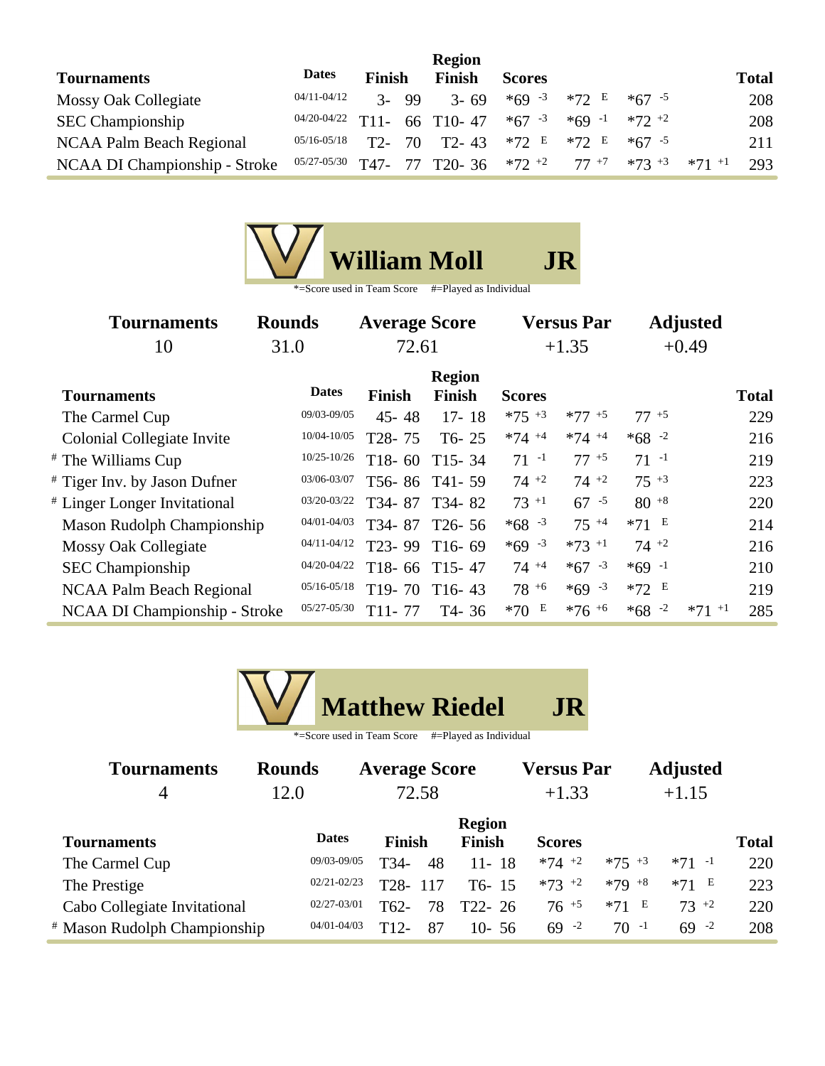| Tournaments | Dates | Finish | Region Finish | Scores | | | | Total |
|---|---|---|---|---|---|---|---|---|
| Mossy Oak Collegiate | 04/11-04/12 | 3- 99 | 3- 69 | *69 -3 | *72 E | *67 -5 | | 208 |
| SEC Championship | 04/20-04/22 | T11- 66 | T10- 47 | *67 -3 | *69 -1 | *72 +2 | | 208 |
| NCAA Palm Beach Regional | 05/16-05/18 | T2- 70 | T2- 43 | *72 E | *72 E | *67 -5 | | 211 |
| NCAA DI Championship - Stroke | 05/27-05/30 | T47- 77 | T20- 36 | *72 +2 | 77 +7 | *73 +3 | *71 +1 | 293 |

## William Moll JR

*=Score used in Team Score #=Played as Individual

| Tournaments | Rounds | Average Score | Versus Par | Adjusted |
|---|---|---|---|---|
| 10 | 31.0 | 72.61 | +1.35 | +0.49 |

| Tournaments | Dates | Finish | Region Finish | Scores | | | | Total |
|---|---|---|---|---|---|---|---|---|
| The Carmel Cup | 09/03-09/05 | 45- 48 | 17- 18 | *75 +3 | *77 +5 | 77 +5 | | 229 |
| Colonial Collegiate Invite | 10/04-10/05 | T28- 75 | T6- 25 | *74 +4 | *74 +4 | *68 -2 | | 216 |
| # The Williams Cup | 10/25-10/26 | T18- 60 | T15- 34 | 71 -1 | 77 +5 | 71 -1 | | 219 |
| # Tiger Inv. by Jason Dufner | 03/06-03/07 | T56- 86 | T41- 59 | 74 +2 | 74 +2 | 75 +3 | | 223 |
| # Linger Longer Invitational | 03/20-03/22 | T34- 87 | T34- 82 | 73 +1 | 67 -5 | 80 +8 | | 220 |
| Mason Rudolph Championship | 04/01-04/03 | T34- 87 | T26- 56 | *68 -3 | 75 +4 | *71 E | | 214 |
| Mossy Oak Collegiate | 04/11-04/12 | T23- 99 | T16- 69 | *69 -3 | *73 +1 | 74 +2 | | 216 |
| SEC Championship | 04/20-04/22 | T18- 66 | T15- 47 | 74 +4 | *67 -3 | *69 -1 | | 210 |
| NCAA Palm Beach Regional | 05/16-05/18 | T19- 70 | T16- 43 | 78 +6 | *69 -3 | *72 E | | 219 |
| NCAA DI Championship - Stroke | 05/27-05/30 | T11- 77 | T4- 36 | *70 E | *76 +6 | *68 -2 | *71 +1 | 285 |

## Matthew Riedel JR

*=Score used in Team Score #=Played as Individual

| Tournaments | Rounds | Average Score | Versus Par | Adjusted |
|---|---|---|---|---|
| 4 | 12.0 | 72.58 | +1.33 | +1.15 |

| Tournaments | Dates | Finish | Region Finish | Scores | | | Total |
|---|---|---|---|---|---|---|---|
| The Carmel Cup | 09/03-09/05 | T34- 48 | 11- 18 | *74 +2 | *75 +3 | *71 -1 | 220 |
| The Prestige | 02/21-02/23 | T28- 117 | T6- 15 | *73 +2 | *79 +8 | *71 E | 223 |
| Cabo Collegiate Invitational | 02/27-03/01 | T62- 78 | T22- 26 | 76 +5 | *71 E | 73 +2 | 220 |
| # Mason Rudolph Championship | 04/01-04/03 | T12- 87 | 10- 56 | 69 -2 | 70 -1 | 69 -2 | 208 |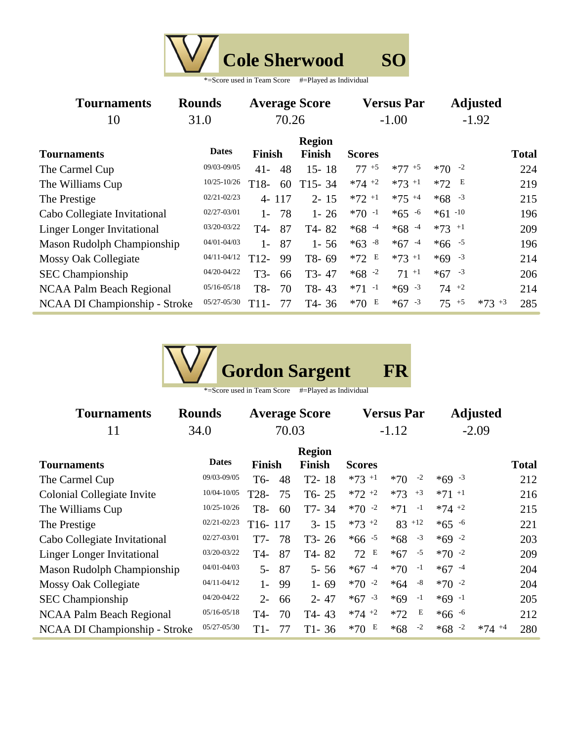## Cole Sherwood SO

*=Score used in Team Score #=Played as Individual

| Tournaments | Rounds | Average Score | Versus Par | Adjusted |
|---|---|---|---|---|
| 10 | 31.0 | 70.26 | -1.00 | -1.92 |

| Tournaments | Dates | Finish | Region Finish | Scores | | | | Total |
|---|---|---|---|---|---|---|---|---|
| The Carmel Cup | 09/03-09/05 | 41- 48 | 15- 18 | 77 +5 | *77 +5 | *70 -2 | | 224 |
| The Williams Cup | 10/25-10/26 | T18- 60 | T15- 34 | *74 +2 | *73 +1 | *72 E | | 219 |
| The Prestige | 02/21-02/23 | 4- 117 | 2- 15 | *72 +1 | *75 +4 | *68 -3 | | 215 |
| Cabo Collegiate Invitational | 02/27-03/01 | 1- 78 | 1- 26 | *70 -1 | *65 -6 | *61 -10 | | 196 |
| Linger Longer Invitational | 03/20-03/22 | T4- 87 | T4- 82 | *68 -4 | *68 -4 | *73 +1 | | 209 |
| Mason Rudolph Championship | 04/01-04/03 | 1- 87 | 1- 56 | *63 -8 | *67 -4 | *66 -5 | | 196 |
| Mossy Oak Collegiate | 04/11-04/12 | T12- 99 | T8- 69 | *72 E | *73 +1 | *69 -3 | | 214 |
| SEC Championship | 04/20-04/22 | T3- 66 | T3- 47 | *68 -2 | 71 +1 | *67 -3 | | 206 |
| NCAA Palm Beach Regional | 05/16-05/18 | T8- 70 | T8- 43 | *71 -1 | *69 -3 | 74 +2 | | 214 |
| NCAA DI Championship - Stroke | 05/27-05/30 | T11- 77 | T4- 36 | *70 E | *67 -3 | 75 +5 | *73 +3 | 285 |

## Gordon Sargent FR

*=Score used in Team Score #=Played as Individual

| Tournaments | Rounds | Average Score | Versus Par | Adjusted |
|---|---|---|---|---|
| 11 | 34.0 | 70.03 | -1.12 | -2.09 |

| Tournaments | Dates | Finish | Region Finish | Scores | | | | Total |
|---|---|---|---|---|---|---|---|---|
| The Carmel Cup | 09/03-09/05 | T6- 48 | T2- 18 | *73 +1 | *70 -2 | *69 -3 | | 212 |
| Colonial Collegiate Invite | 10/04-10/05 | T28- 75 | T6- 25 | *72 +2 | *73 +3 | *71 +1 | | 216 |
| The Williams Cup | 10/25-10/26 | T8- 60 | T7- 34 | *70 -2 | *71 -1 | *74 +2 | | 215 |
| The Prestige | 02/21-02/23 | T16- 117 | 3- 15 | *73 +2 | 83 +12 | *65 -6 | | 221 |
| Cabo Collegiate Invitational | 02/27-03/01 | T7- 78 | T3- 26 | *66 -5 | *68 -3 | *69 -2 | | 203 |
| Linger Longer Invitational | 03/20-03/22 | T4- 87 | T4- 82 | 72 E | *67 -5 | *70 -2 | | 209 |
| Mason Rudolph Championship | 04/01-04/03 | 5- 87 | 5- 56 | *67 -4 | *70 -1 | *67 -4 | | 204 |
| Mossy Oak Collegiate | 04/11-04/12 | 1- 99 | 1- 69 | *70 -2 | *64 -8 | *70 -2 | | 204 |
| SEC Championship | 04/20-04/22 | 2- 66 | 2- 47 | *67 -3 | *69 -1 | *69 -1 | | 205 |
| NCAA Palm Beach Regional | 05/16-05/18 | T4- 70 | T4- 43 | *74 +2 | *72 E | *66 -6 | | 212 |
| NCAA DI Championship - Stroke | 05/27-05/30 | T1- 77 | T1- 36 | *70 E | *68 -2 | *68 -2 | *74 +4 | 280 |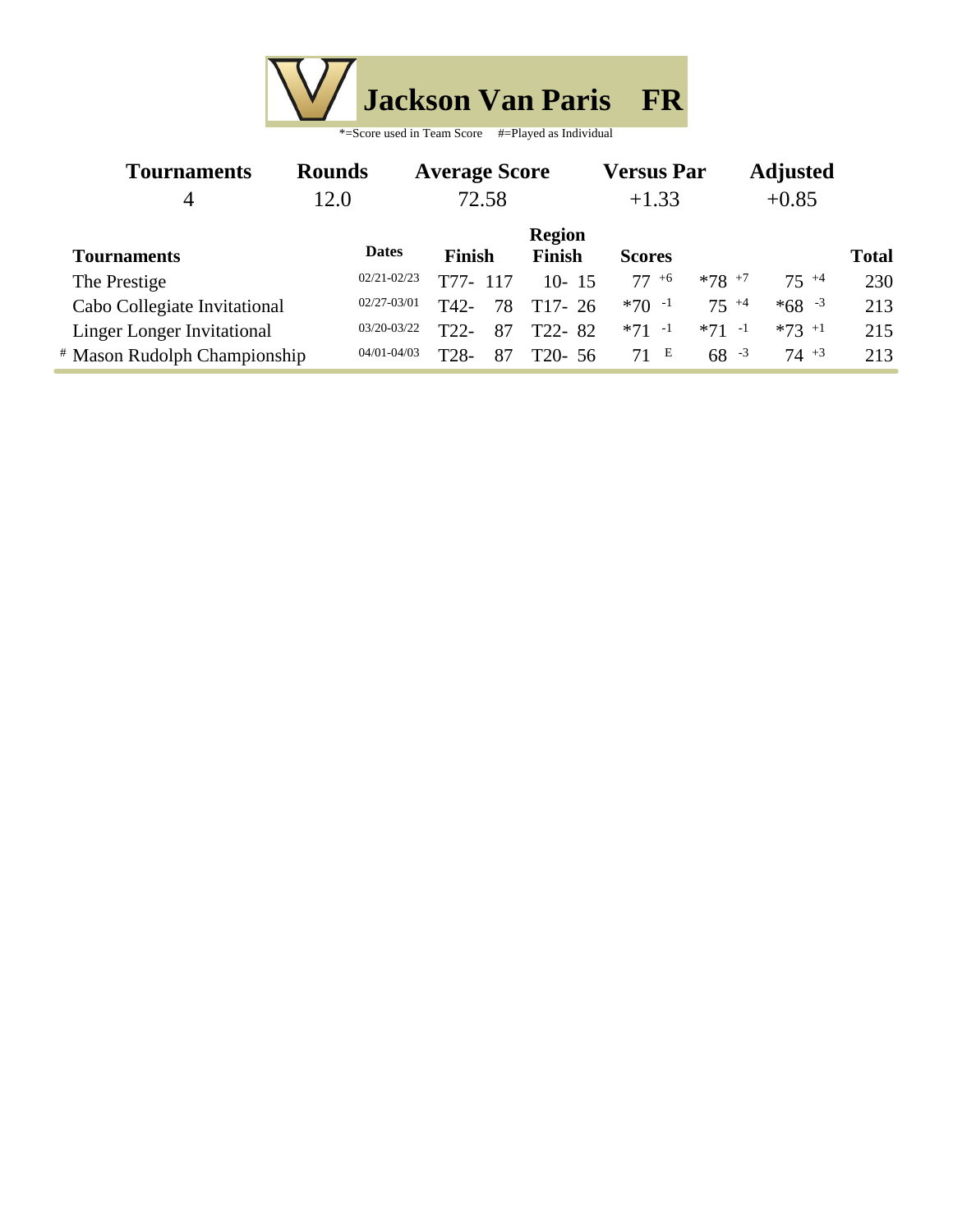# Jackson Van Paris FR

*=Score used in Team Score #=Played as Individual

| Tournaments | Rounds | Average Score | Versus Par | Adjusted |
|---|---|---|---|---|
| 4 | 12.0 | 72.58 | +1.33 | +0.85 |

| Tournaments | Dates | Finish | Region Finish | Scores | | | Total |
|---|---|---|---|---|---|---|---|
| The Prestige | 02/21-02/23 | T77- 117 | 10- 15 | 77 +6 | *78 +7 | 75 +4 | 230 |
| Cabo Collegiate Invitational | 02/27-03/01 | T42- 78 | T17- 26 | *70 -1 | 75 +4 | *68 -3 | 213 |
| Linger Longer Invitational | 03/20-03/22 | T22- 87 | T22- 82 | *71 -1 | *71 -1 | *73 +1 | 215 |
| # Mason Rudolph Championship | 04/01-04/03 | T28- 87 | T20- 56 | 71 E | 68 -3 | 74 +3 | 213 |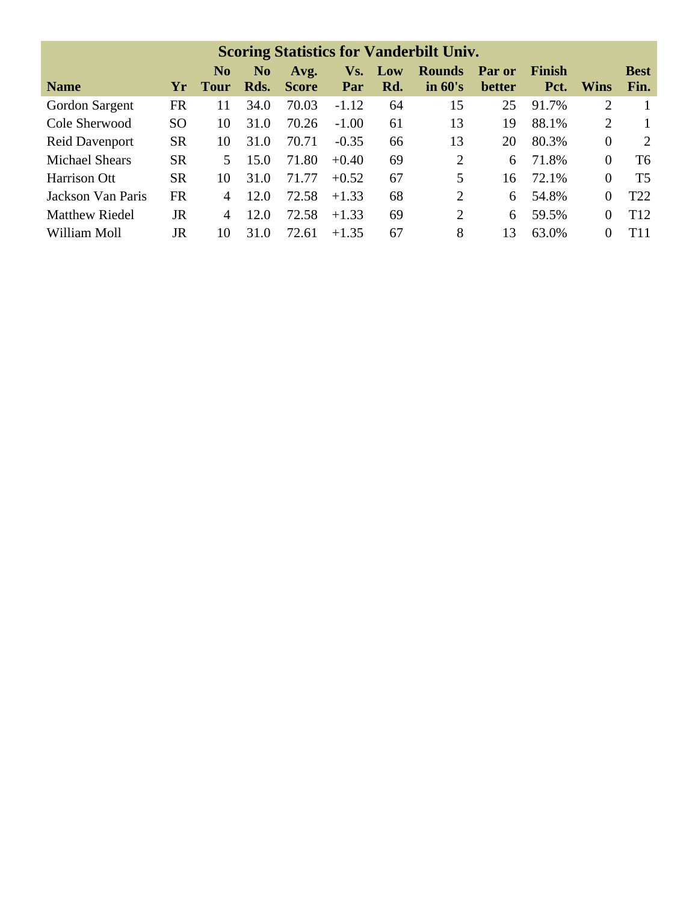## Scoring Statistics for Vanderbilt Univ.

| Name | Yr | No Tour | No Rds. | Avg. Score | Vs. Par | Low Rd. | Rounds in 60's | Par or better | Finish Pct. | Wins | Best Fin. |
|---|---|---|---|---|---|---|---|---|---|---|---|
| Gordon Sargent | FR | 11 | 34.0 | 70.03 | -1.12 | 64 | 15 | 25 | 91.7% | 2 | 1 |
| Cole Sherwood | SO | 10 | 31.0 | 70.26 | -1.00 | 61 | 13 | 19 | 88.1% | 2 | 1 |
| Reid Davenport | SR | 10 | 31.0 | 70.71 | -0.35 | 66 | 13 | 20 | 80.3% | 0 | 2 |
| Michael Shears | SR | 5 | 15.0 | 71.80 | +0.40 | 69 | 2 | 6 | 71.8% | 0 | T6 |
| Harrison Ott | SR | 10 | 31.0 | 71.77 | +0.52 | 67 | 5 | 16 | 72.1% | 0 | T5 |
| Jackson Van Paris | FR | 4 | 12.0 | 72.58 | +1.33 | 68 | 2 | 6 | 54.8% | 0 | T22 |
| Matthew Riedel | JR | 4 | 12.0 | 72.58 | +1.33 | 69 | 2 | 6 | 59.5% | 0 | T12 |
| William Moll | JR | 10 | 31.0 | 72.61 | +1.35 | 67 | 8 | 13 | 63.0% | 0 | T11 |